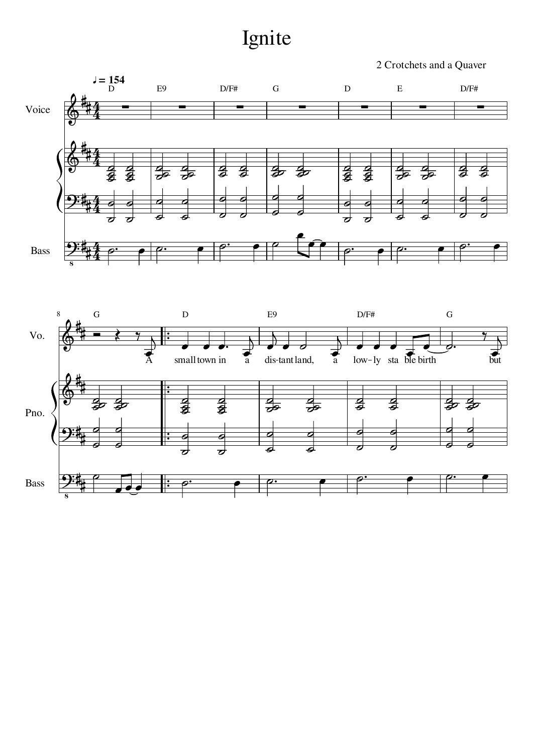# Ignite

2 Crotchets and a Quaver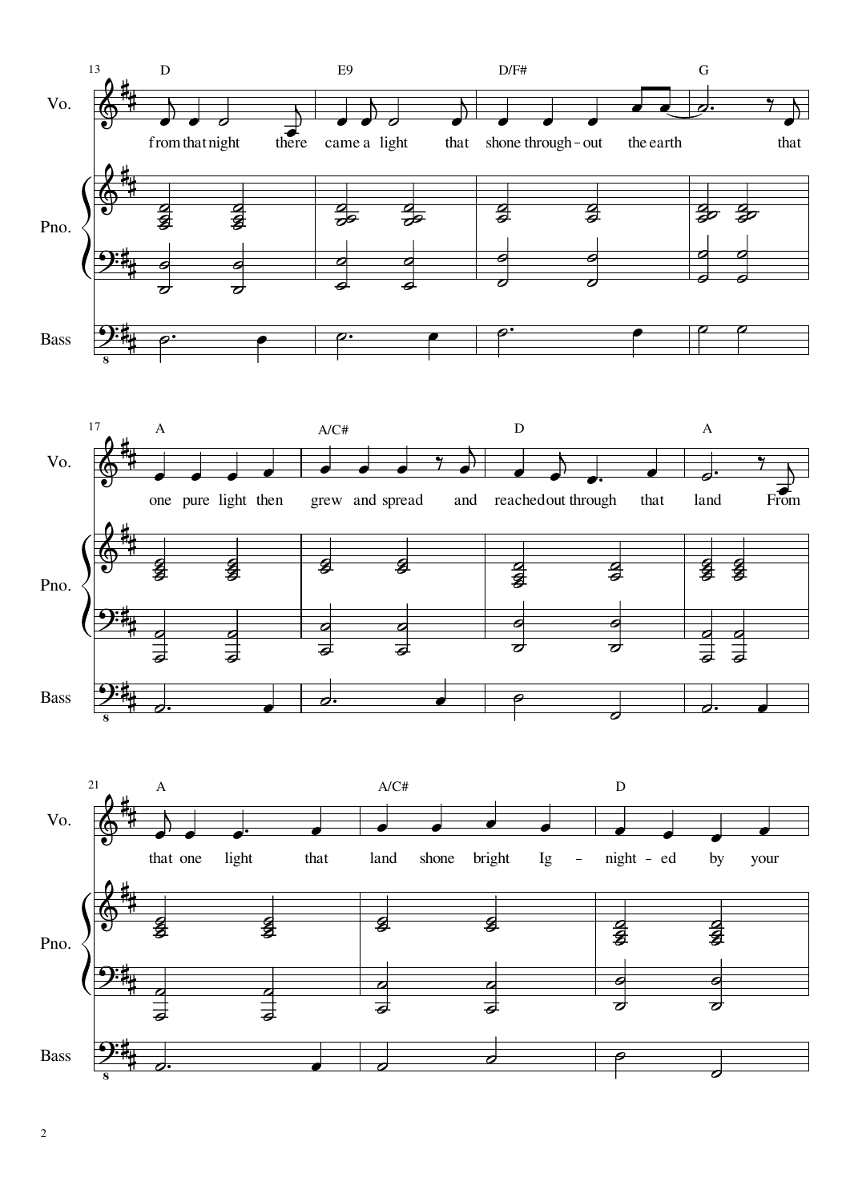**13**

Vo.: D — from that night there | E9 — came a light that | D/F# — shone through-out the earth | G — that

Pno.

Bass

**17**

Vo.: A — one pure light then | A/C# — grew and spread and | D — reached out through that | A — land From

Pno.

Bass

**21**

Vo.: A — that one light that | A/C# — land shone bright Ig – | D — night – ed by your

Pno.

Bass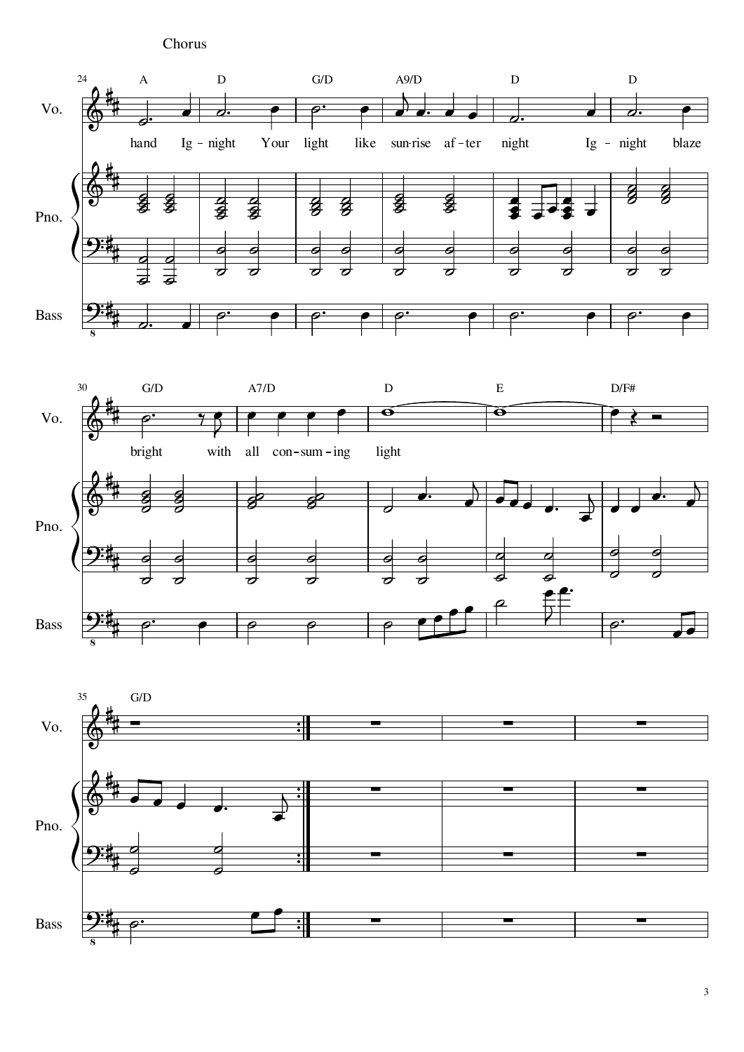Chorus

24

A | D | G/D | A9/D | D | D

hand Ig - night Your light like sun-rise af - ter night Ig - night blaze

30

G/D | A7/D | D | E | D/F#

bright with all con - sum - ing light

35

G/D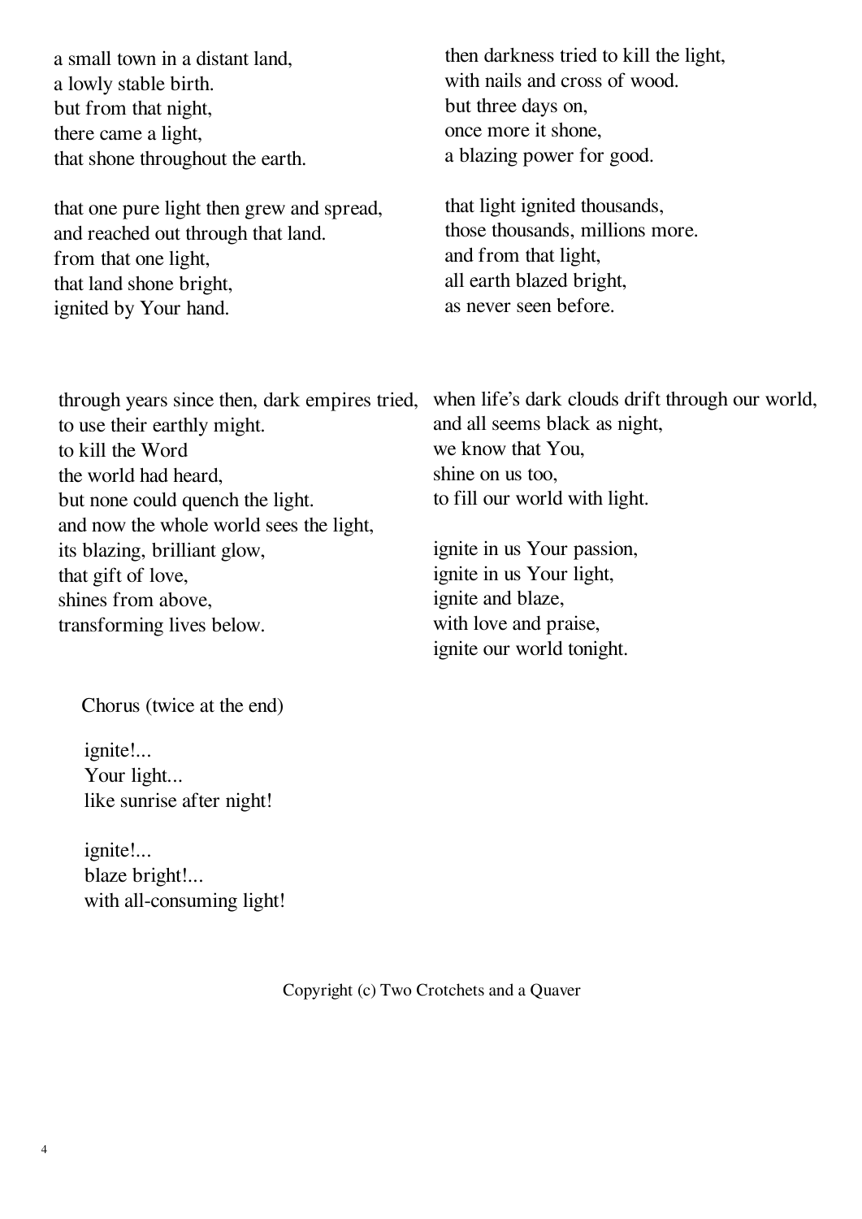a small town in a distant land,
a lowly stable birth.
but from that night,
there came a light,
that shone throughout the earth.

that one pure light then grew and spread,
and reached out through that land.
from that one light,
that land shone bright,
ignited by Your hand.

then darkness tried to kill the light,
with nails and cross of wood.
but three days on,
once more it shone,
a blazing power for good.

that light ignited thousands,
those thousands, millions more.
and from that light,
all earth blazed bright,
as never seen before.

through years since then, dark empires tried,
to use their earthly might.
to kill the Word
the world had heard,
but none could quench the light.
and now the whole world sees the light,
its blazing, brilliant glow,
that gift of love,
shines from above,
transforming lives below.

when life's dark clouds drift through our world,
and all seems black as night,
we know that You,
shine on us too,
to fill our world with light.

ignite in us Your passion,
ignite in us Your light,
ignite and blaze,
with love and praise,
ignite our world tonight.

Chorus (twice at the end)

ignite!...
Your light...
like sunrise after night!

ignite!...
blaze bright!...
with all-consuming light!

Copyright (c) Two Crotchets and a Quaver